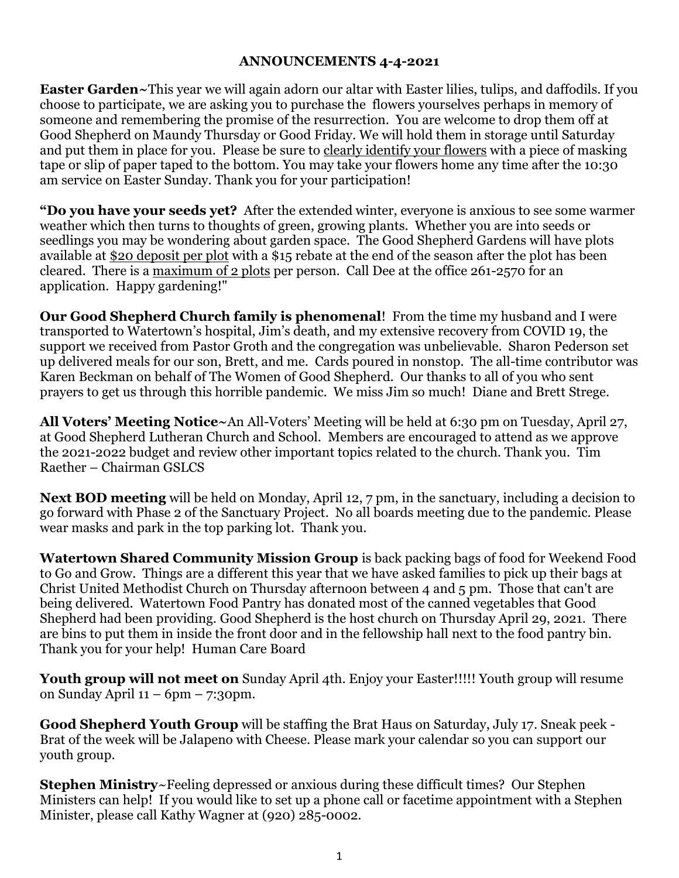**ANNOUNCEMENTS 4-4-2021**

**Easter Garden~**This year we will again adorn our altar with Easter lilies, tulips, and daffodils. If you choose to participate, we are asking you to purchase the flowers yourselves perhaps in memory of someone and remembering the promise of the resurrection. You are welcome to drop them off at Good Shepherd on Maundy Thursday or Good Friday. We will hold them in storage until Saturday and put them in place for you. Please be sure to clearly identify your flowers with a piece of masking tape or slip of paper taped to the bottom. You may take your flowers home any time after the 10:30 am service on Easter Sunday. Thank you for your participation!

**"Do you have your seeds yet?** After the extended winter, everyone is anxious to see some warmer weather which then turns to thoughts of green, growing plants. Whether you are into seeds or seedlings you may be wondering about garden space. The Good Shepherd Gardens will have plots available at $20 deposit per plot with a $15 rebate at the end of the season after the plot has been cleared. There is a maximum of 2 plots per person. Call Dee at the office 261-2570 for an application. Happy gardening!"

**Our Good Shepherd Church family is phenomenal**! From the time my husband and I were transported to Watertown's hospital, Jim's death, and my extensive recovery from COVID 19, the support we received from Pastor Groth and the congregation was unbelievable. Sharon Pederson set up delivered meals for our son, Brett, and me. Cards poured in nonstop. The all-time contributor was Karen Beckman on behalf of The Women of Good Shepherd. Our thanks to all of you who sent prayers to get us through this horrible pandemic. We miss Jim so much! Diane and Brett Strege.

**All Voters' Meeting Notice~**An All-Voters' Meeting will be held at 6:30 pm on Tuesday, April 27, at Good Shepherd Lutheran Church and School. Members are encouraged to attend as we approve the 2021-2022 budget and review other important topics related to the church. Thank you. Tim Raether – Chairman GSLCS

**Next BOD meeting** will be held on Monday, April 12, 7 pm, in the sanctuary, including a decision to go forward with Phase 2 of the Sanctuary Project. No all boards meeting due to the pandemic. Please wear masks and park in the top parking lot. Thank you.

**Watertown Shared Community Mission Group** is back packing bags of food for Weekend Food to Go and Grow. Things are a different this year that we have asked families to pick up their bags at Christ United Methodist Church on Thursday afternoon between 4 and 5 pm. Those that can't are being delivered. Watertown Food Pantry has donated most of the canned vegetables that Good Shepherd had been providing. Good Shepherd is the host church on Thursday April 29, 2021. There are bins to put them in inside the front door and in the fellowship hall next to the food pantry bin. Thank you for your help! Human Care Board

**Youth group will not meet on** Sunday April 4th. Enjoy your Easter!!!!! Youth group will resume on Sunday April 11 – 6pm – 7:30pm.

**Good Shepherd Youth Group** will be staffing the Brat Haus on Saturday, July 17. Sneak peek - Brat of the week will be Jalapeno with Cheese. Please mark your calendar so you can support our youth group.

**Stephen Ministry~**Feeling depressed or anxious during these difficult times? Our Stephen Ministers can help! If you would like to set up a phone call or facetime appointment with a Stephen Minister, please call Kathy Wagner at (920) 285-0002.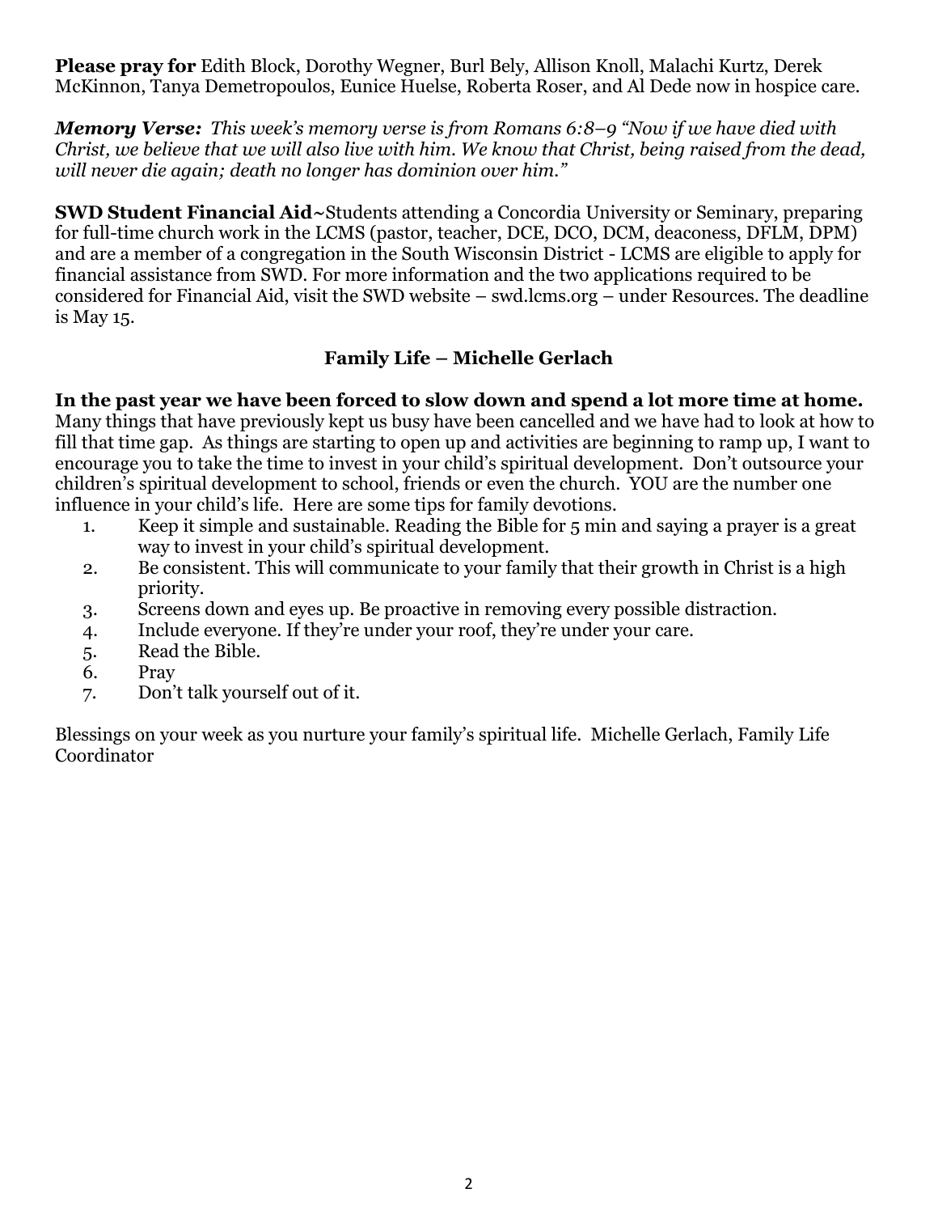**Please pray for** Edith Block, Dorothy Wegner, Burl Bely, Allison Knoll, Malachi Kurtz, Derek McKinnon, Tanya Demetropoulos, Eunice Huelse, Roberta Roser, and Al Dede now in hospice care.

***Memory Verse:*** *This week's memory verse is from Romans 6:8–9 "Now if we have died with Christ, we believe that we will also live with him. We know that Christ, being raised from the dead, will never die again; death no longer has dominion over him."*

**SWD Student Financial Aid~**Students attending a Concordia University or Seminary, preparing for full-time church work in the LCMS (pastor, teacher, DCE, DCO, DCM, deaconess, DFLM, DPM) and are a member of a congregation in the South Wisconsin District - LCMS are eligible to apply for financial assistance from SWD. For more information and the two applications required to be considered for Financial Aid, visit the SWD website – swd.lcms.org – under Resources. The deadline is May 15.

## Family Life – Michelle Gerlach

**In the past year we have been forced to slow down and spend a lot more time at home.** Many things that have previously kept us busy have been cancelled and we have had to look at how to fill that time gap. As things are starting to open up and activities are beginning to ramp up, I want to encourage you to take the time to invest in your child's spiritual development. Don't outsource your children's spiritual development to school, friends or even the church. YOU are the number one influence in your child's life. Here are some tips for family devotions.

1. Keep it simple and sustainable. Reading the Bible for 5 min and saying a prayer is a great way to invest in your child's spiritual development.
2. Be consistent. This will communicate to your family that their growth in Christ is a high priority.
3. Screens down and eyes up. Be proactive in removing every possible distraction.
4. Include everyone. If they're under your roof, they're under your care.
5. Read the Bible.
6. Pray
7. Don't talk yourself out of it.

Blessings on your week as you nurture your family's spiritual life. Michelle Gerlach, Family Life Coordinator